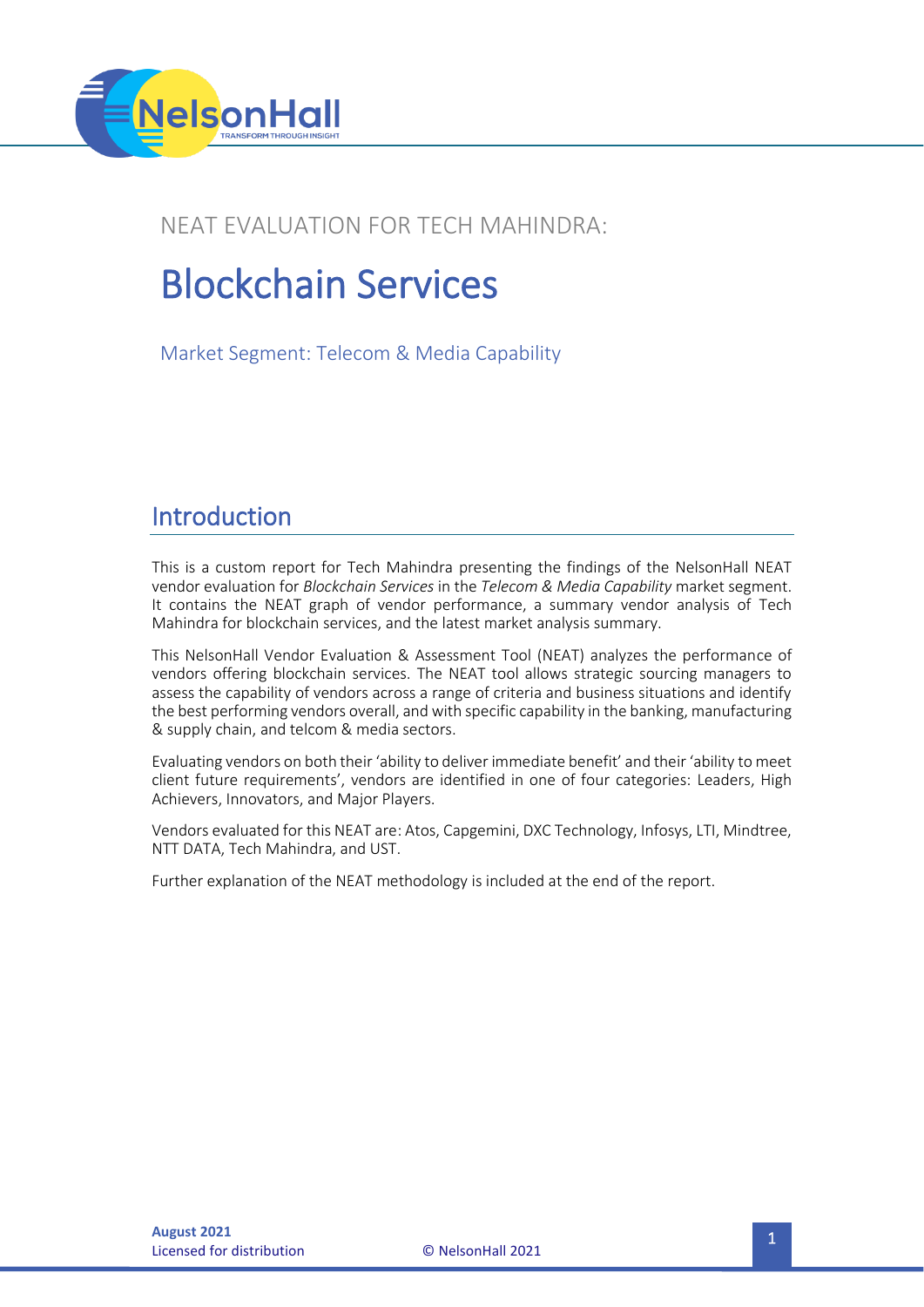NEAT EVALUATION FOR TECH MAHINDRA:

# Blockchain Services

Market Segment: Telecom & Media Capability

## Introduction

This is a custom report for Tech Mahindra presenting the findings of the NelsonHall NEAT vendor evaluation for *Blockchain Services* in the *Telecom & Media Capability* market segment. It contains the NEAT graph of vendor performance, a summary vendor analysis of Tech Mahindra for blockchain services, and the latest market analysis summary.

This NelsonHall Vendor Evaluation & Assessment Tool (NEAT) analyzes the performance of vendors offering blockchain services. The NEAT tool allows strategic sourcing managers to assess the capability of vendors across a range of criteria and business situations and identify the best performing vendors overall, and with specific capability in the banking, manufacturing & supply chain, and telcom & media sectors.

Evaluating vendors on both their 'ability to deliver immediate benefit' and their 'ability to meet client future requirements', vendors are identified in one of four categories: Leaders, High Achievers, Innovators, and Major Players.

Vendors evaluated for this NEAT are: Atos, Capgemini, DXC Technology, Infosys, LTI, Mindtree, NTT DATA, Tech Mahindra, and UST.

Further explanation of the NEAT methodology is included at the end of the report.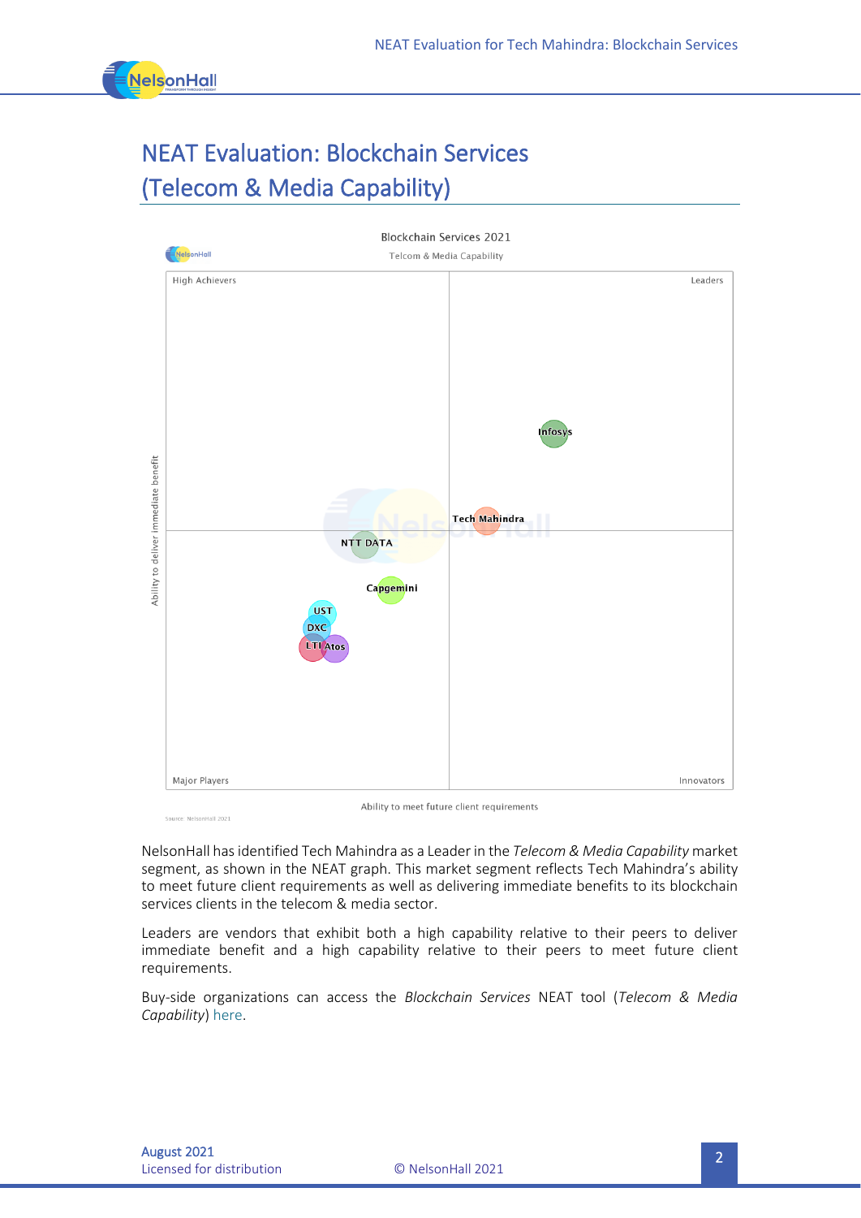# NEAT Evaluation: Blockchain Services (Telecom & Media Capability)

Blockchain Services 2021

Telcom & Media Capability

High Achievers | Leaders | Major Players | Innovators

Ability to deliver immediate benefit

Ability to meet future client requirements

Infosys, Tech Mahindra, NTT DATA, Capgemini, UST, DXC, LTI, Atos

Source: NelsonHall 2021

NelsonHall has identified Tech Mahindra as a Leader in the *Telecom & Media Capability* market segment, as shown in the NEAT graph. This market segment reflects Tech Mahindra's ability to meet future client requirements as well as delivering immediate benefits to its blockchain services clients in the telecom & media sector.

Leaders are vendors that exhibit both a high capability relative to their peers to deliver immediate benefit and a high capability relative to their peers to meet future client requirements.

Buy-side organizations can access the *Blockchain Services* NEAT tool (*Telecom & Media Capability*) here.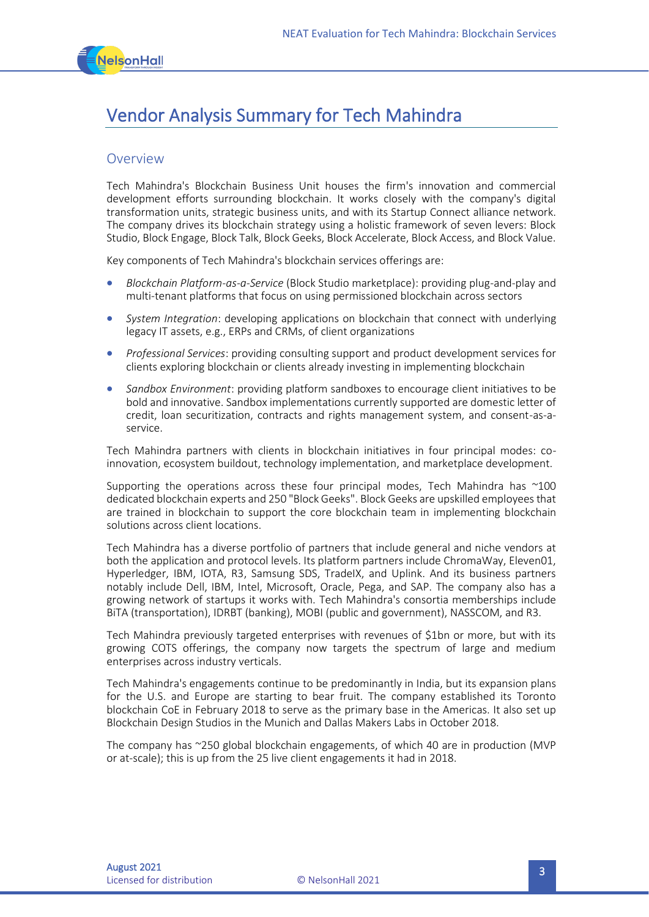# Vendor Analysis Summary for Tech Mahindra

## Overview

Tech Mahindra's Blockchain Business Unit houses the firm's innovation and commercial development efforts surrounding blockchain. It works closely with the company's digital transformation units, strategic business units, and with its Startup Connect alliance network. The company drives its blockchain strategy using a holistic framework of seven levers: Block Studio, Block Engage, Block Talk, Block Geeks, Block Accelerate, Block Access, and Block Value.

Key components of Tech Mahindra's blockchain services offerings are:

- *Blockchain Platform-as-a-Service* (Block Studio marketplace): providing plug-and-play and multi-tenant platforms that focus on using permissioned blockchain across sectors
- *System Integration*: developing applications on blockchain that connect with underlying legacy IT assets, e.g., ERPs and CRMs, of client organizations
- *Professional Services*: providing consulting support and product development services for clients exploring blockchain or clients already investing in implementing blockchain
- *Sandbox Environment*: providing platform sandboxes to encourage client initiatives to be bold and innovative. Sandbox implementations currently supported are domestic letter of credit, loan securitization, contracts and rights management system, and consent-as-a-service.

Tech Mahindra partners with clients in blockchain initiatives in four principal modes: co-innovation, ecosystem buildout, technology implementation, and marketplace development.

Supporting the operations across these four principal modes, Tech Mahindra has ~100 dedicated blockchain experts and 250 "Block Geeks". Block Geeks are upskilled employees that are trained in blockchain to support the core blockchain team in implementing blockchain solutions across client locations.

Tech Mahindra has a diverse portfolio of partners that include general and niche vendors at both the application and protocol levels. Its platform partners include ChromaWay, Eleven01, Hyperledger, IBM, IOTA, R3, Samsung SDS, TradeIX, and Uplink. And its business partners notably include Dell, IBM, Intel, Microsoft, Oracle, Pega, and SAP. The company also has a growing network of startups it works with. Tech Mahindra's consortia memberships include BiTA (transportation), IDRBT (banking), MOBI (public and government), NASSCOM, and R3.

Tech Mahindra previously targeted enterprises with revenues of $1bn or more, but with its growing COTS offerings, the company now targets the spectrum of large and medium enterprises across industry verticals.

Tech Mahindra's engagements continue to be predominantly in India, but its expansion plans for the U.S. and Europe are starting to bear fruit. The company established its Toronto blockchain CoE in February 2018 to serve as the primary base in the Americas. It also set up Blockchain Design Studios in the Munich and Dallas Makers Labs in October 2018.

The company has ~250 global blockchain engagements, of which 40 are in production (MVP or at-scale); this is up from the 25 live client engagements it had in 2018.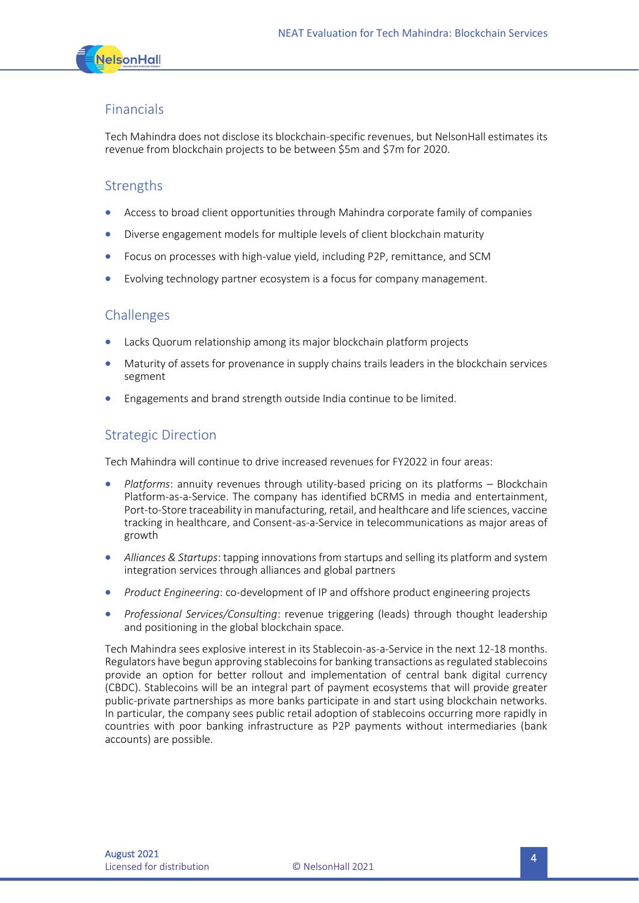## Financials

Tech Mahindra does not disclose its blockchain-specific revenues, but NelsonHall estimates its revenue from blockchain projects to be between $5m and $7m for 2020.

## Strengths

- Access to broad client opportunities through Mahindra corporate family of companies
- Diverse engagement models for multiple levels of client blockchain maturity
- Focus on processes with high-value yield, including P2P, remittance, and SCM
- Evolving technology partner ecosystem is a focus for company management.

## Challenges

- Lacks Quorum relationship among its major blockchain platform projects
- Maturity of assets for provenance in supply chains trails leaders in the blockchain services segment
- Engagements and brand strength outside India continue to be limited.

## Strategic Direction

Tech Mahindra will continue to drive increased revenues for FY2022 in four areas:

- *Platforms*: annuity revenues through utility-based pricing on its platforms – Blockchain Platform-as-a-Service. The company has identified bCRMS in media and entertainment, Port-to-Store traceability in manufacturing, retail, and healthcare and life sciences, vaccine tracking in healthcare, and Consent-as-a-Service in telecommunications as major areas of growth
- *Alliances & Startups*: tapping innovations from startups and selling its platform and system integration services through alliances and global partners
- *Product Engineering*: co-development of IP and offshore product engineering projects
- *Professional Services/Consulting*: revenue triggering (leads) through thought leadership and positioning in the global blockchain space.

Tech Mahindra sees explosive interest in its Stablecoin-as-a-Service in the next 12-18 months. Regulators have begun approving stablecoins for banking transactions as regulated stablecoins provide an option for better rollout and implementation of central bank digital currency (CBDC). Stablecoins will be an integral part of payment ecosystems that will provide greater public-private partnerships as more banks participate in and start using blockchain networks. In particular, the company sees public retail adoption of stablecoins occurring more rapidly in countries with poor banking infrastructure as P2P payments without intermediaries (bank accounts) are possible.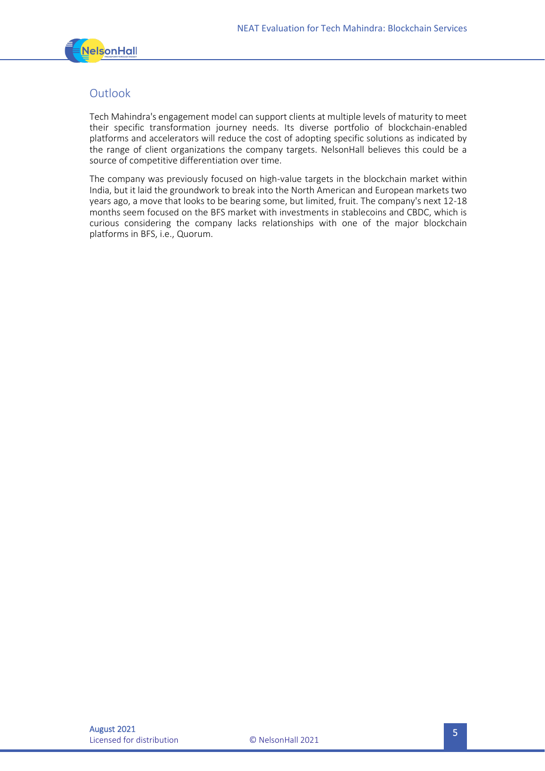## Outlook

Tech Mahindra's engagement model can support clients at multiple levels of maturity to meet their specific transformation journey needs. Its diverse portfolio of blockchain-enabled platforms and accelerators will reduce the cost of adopting specific solutions as indicated by the range of client organizations the company targets. NelsonHall believes this could be a source of competitive differentiation over time.

The company was previously focused on high-value targets in the blockchain market within India, but it laid the groundwork to break into the North American and European markets two years ago, a move that looks to be bearing some, but limited, fruit. The company's next 12-18 months seem focused on the BFS market with investments in stablecoins and CBDC, which is curious considering the company lacks relationships with one of the major blockchain platforms in BFS, i.e., Quorum.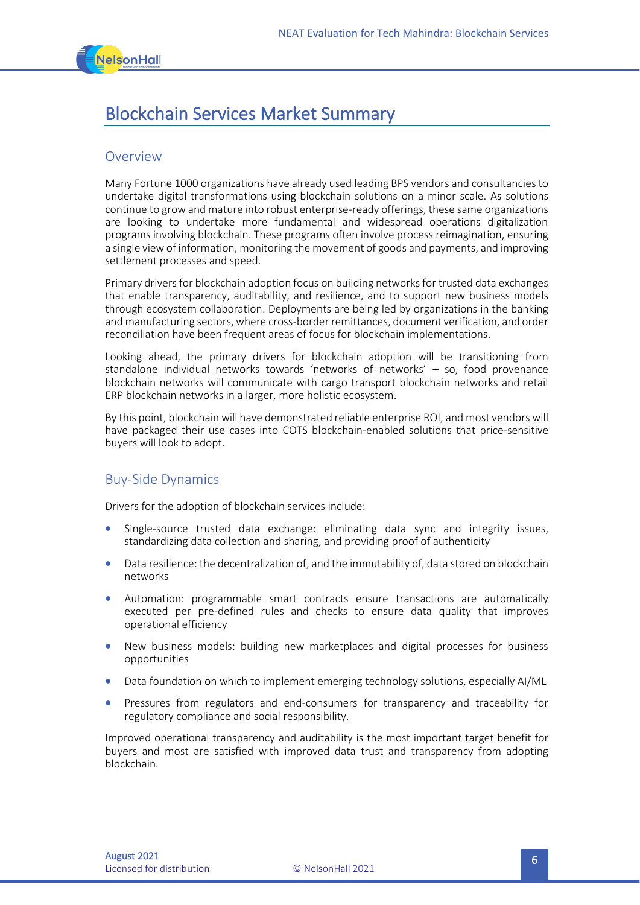# Blockchain Services Market Summary

## Overview

Many Fortune 1000 organizations have already used leading BPS vendors and consultancies to undertake digital transformations using blockchain solutions on a minor scale. As solutions continue to grow and mature into robust enterprise-ready offerings, these same organizations are looking to undertake more fundamental and widespread operations digitalization programs involving blockchain. These programs often involve process reimagination, ensuring a single view of information, monitoring the movement of goods and payments, and improving settlement processes and speed.

Primary drivers for blockchain adoption focus on building networks for trusted data exchanges that enable transparency, auditability, and resilience, and to support new business models through ecosystem collaboration. Deployments are being led by organizations in the banking and manufacturing sectors, where cross-border remittances, document verification, and order reconciliation have been frequent areas of focus for blockchain implementations.

Looking ahead, the primary drivers for blockchain adoption will be transitioning from standalone individual networks towards 'networks of networks' – so, food provenance blockchain networks will communicate with cargo transport blockchain networks and retail ERP blockchain networks in a larger, more holistic ecosystem.

By this point, blockchain will have demonstrated reliable enterprise ROI, and most vendors will have packaged their use cases into COTS blockchain-enabled solutions that price-sensitive buyers will look to adopt.

## Buy-Side Dynamics

Drivers for the adoption of blockchain services include:

- Single-source trusted data exchange: eliminating data sync and integrity issues, standardizing data collection and sharing, and providing proof of authenticity
- Data resilience: the decentralization of, and the immutability of, data stored on blockchain networks
- Automation: programmable smart contracts ensure transactions are automatically executed per pre-defined rules and checks to ensure data quality that improves operational efficiency
- New business models: building new marketplaces and digital processes for business opportunities
- Data foundation on which to implement emerging technology solutions, especially AI/ML
- Pressures from regulators and end-consumers for transparency and traceability for regulatory compliance and social responsibility.

Improved operational transparency and auditability is the most important target benefit for buyers and most are satisfied with improved data trust and transparency from adopting blockchain.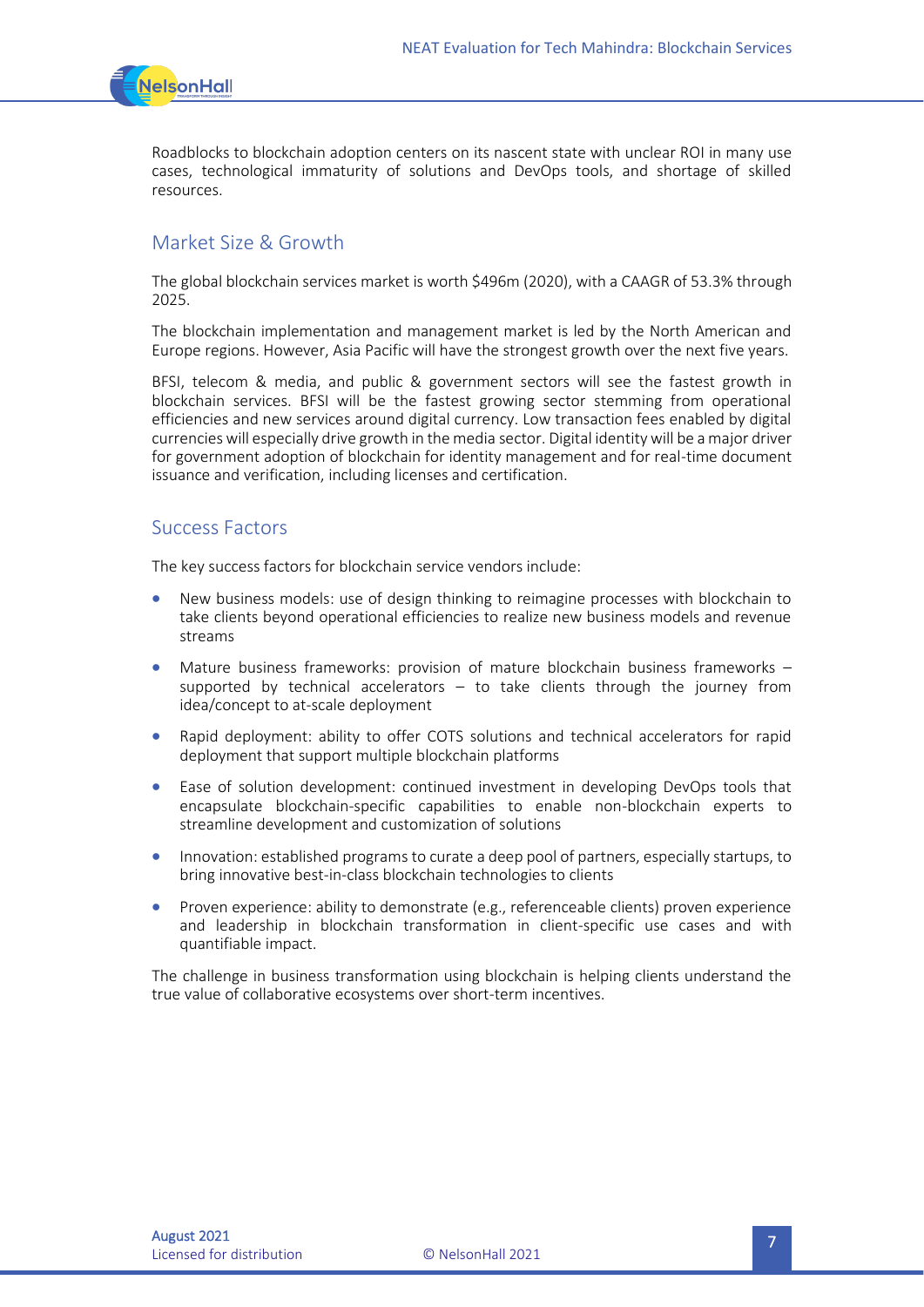Roadblocks to blockchain adoption centers on its nascent state with unclear ROI in many use cases, technological immaturity of solutions and DevOps tools, and shortage of skilled resources.

## Market Size & Growth

The global blockchain services market is worth $496m (2020), with a CAAGR of 53.3% through 2025.

The blockchain implementation and management market is led by the North American and Europe regions. However, Asia Pacific will have the strongest growth over the next five years.

BFSI, telecom & media, and public & government sectors will see the fastest growth in blockchain services. BFSI will be the fastest growing sector stemming from operational efficiencies and new services around digital currency. Low transaction fees enabled by digital currencies will especially drive growth in the media sector. Digital identity will be a major driver for government adoption of blockchain for identity management and for real-time document issuance and verification, including licenses and certification.

## Success Factors

The key success factors for blockchain service vendors include:

- New business models: use of design thinking to reimagine processes with blockchain to take clients beyond operational efficiencies to realize new business models and revenue streams
- Mature business frameworks: provision of mature blockchain business frameworks – supported by technical accelerators – to take clients through the journey from idea/concept to at-scale deployment
- Rapid deployment: ability to offer COTS solutions and technical accelerators for rapid deployment that support multiple blockchain platforms
- Ease of solution development: continued investment in developing DevOps tools that encapsulate blockchain-specific capabilities to enable non-blockchain experts to streamline development and customization of solutions
- Innovation: established programs to curate a deep pool of partners, especially startups, to bring innovative best-in-class blockchain technologies to clients
- Proven experience: ability to demonstrate (e.g., referenceable clients) proven experience and leadership in blockchain transformation in client-specific use cases and with quantifiable impact.

The challenge in business transformation using blockchain is helping clients understand the true value of collaborative ecosystems over short-term incentives.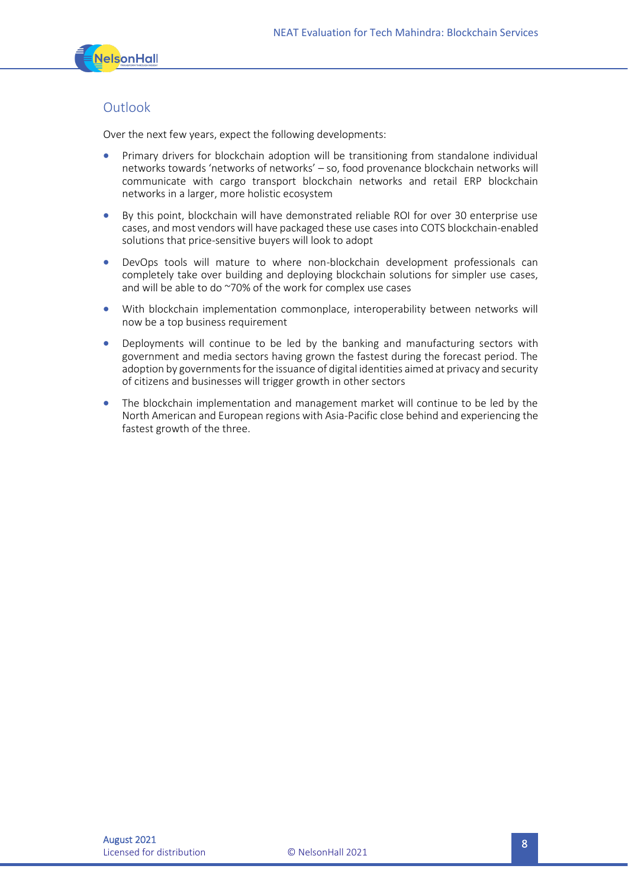## Outlook

Over the next few years, expect the following developments:

- Primary drivers for blockchain adoption will be transitioning from standalone individual networks towards 'networks of networks' – so, food provenance blockchain networks will communicate with cargo transport blockchain networks and retail ERP blockchain networks in a larger, more holistic ecosystem
- By this point, blockchain will have demonstrated reliable ROI for over 30 enterprise use cases, and most vendors will have packaged these use cases into COTS blockchain-enabled solutions that price-sensitive buyers will look to adopt
- DevOps tools will mature to where non-blockchain development professionals can completely take over building and deploying blockchain solutions for simpler use cases, and will be able to do ~70% of the work for complex use cases
- With blockchain implementation commonplace, interoperability between networks will now be a top business requirement
- Deployments will continue to be led by the banking and manufacturing sectors with government and media sectors having grown the fastest during the forecast period. The adoption by governments for the issuance of digital identities aimed at privacy and security of citizens and businesses will trigger growth in other sectors
- The blockchain implementation and management market will continue to be led by the North American and European regions with Asia-Pacific close behind and experiencing the fastest growth of the three.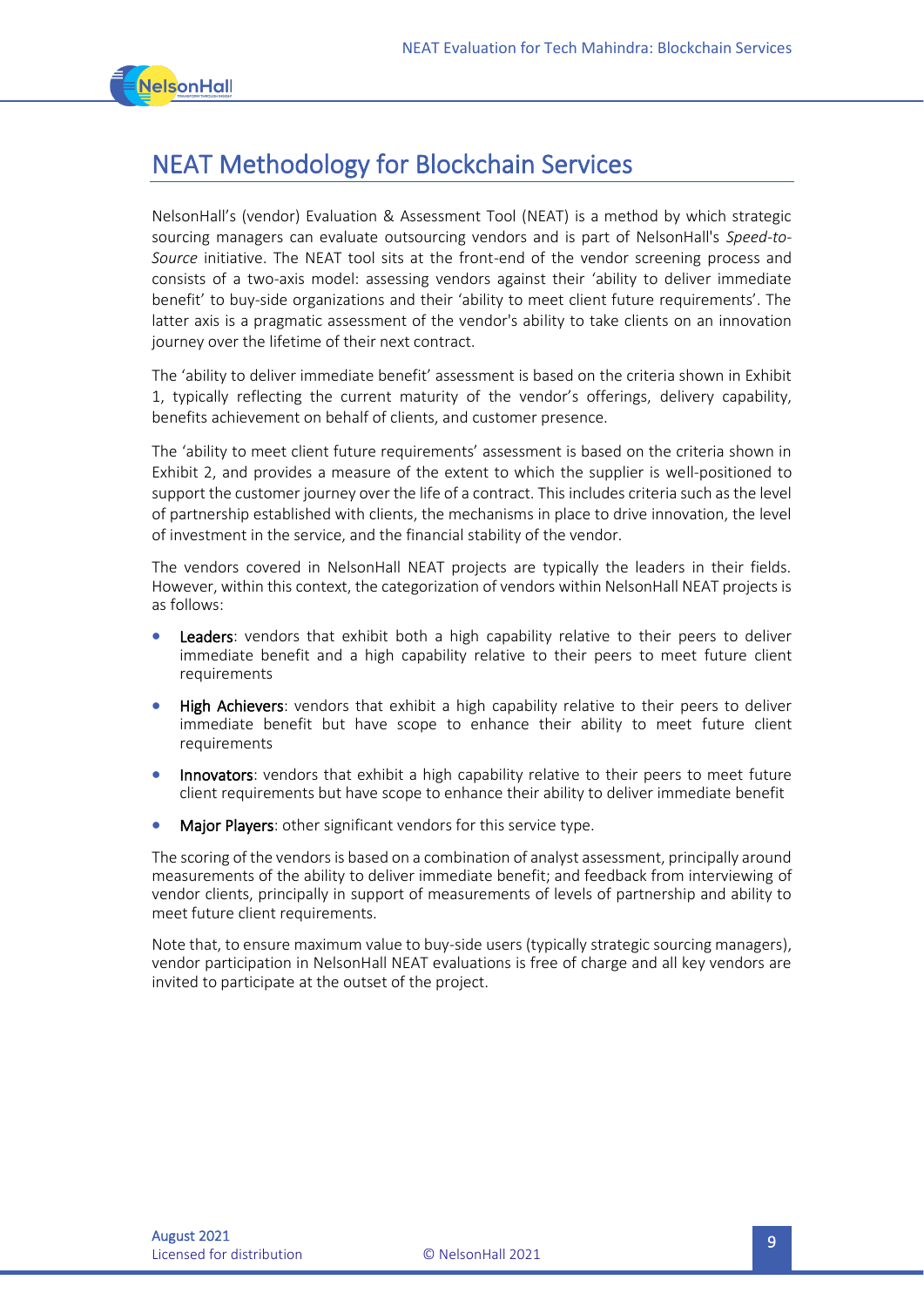# NEAT Methodology for Blockchain Services

NelsonHall's (vendor) Evaluation & Assessment Tool (NEAT) is a method by which strategic sourcing managers can evaluate outsourcing vendors and is part of NelsonHall's *Speed-to-Source* initiative. The NEAT tool sits at the front-end of the vendor screening process and consists of a two-axis model: assessing vendors against their 'ability to deliver immediate benefit' to buy-side organizations and their 'ability to meet client future requirements'. The latter axis is a pragmatic assessment of the vendor's ability to take clients on an innovation journey over the lifetime of their next contract.

The 'ability to deliver immediate benefit' assessment is based on the criteria shown in Exhibit 1, typically reflecting the current maturity of the vendor's offerings, delivery capability, benefits achievement on behalf of clients, and customer presence.

The 'ability to meet client future requirements' assessment is based on the criteria shown in Exhibit 2, and provides a measure of the extent to which the supplier is well-positioned to support the customer journey over the life of a contract. This includes criteria such as the level of partnership established with clients, the mechanisms in place to drive innovation, the level of investment in the service, and the financial stability of the vendor.

The vendors covered in NelsonHall NEAT projects are typically the leaders in their fields. However, within this context, the categorization of vendors within NelsonHall NEAT projects is as follows:

- **Leaders**: vendors that exhibit both a high capability relative to their peers to deliver immediate benefit and a high capability relative to their peers to meet future client requirements
- **High Achievers**: vendors that exhibit a high capability relative to their peers to deliver immediate benefit but have scope to enhance their ability to meet future client requirements
- **Innovators**: vendors that exhibit a high capability relative to their peers to meet future client requirements but have scope to enhance their ability to deliver immediate benefit
- **Major Players**: other significant vendors for this service type.

The scoring of the vendors is based on a combination of analyst assessment, principally around measurements of the ability to deliver immediate benefit; and feedback from interviewing of vendor clients, principally in support of measurements of levels of partnership and ability to meet future client requirements.

Note that, to ensure maximum value to buy-side users (typically strategic sourcing managers), vendor participation in NelsonHall NEAT evaluations is free of charge and all key vendors are invited to participate at the outset of the project.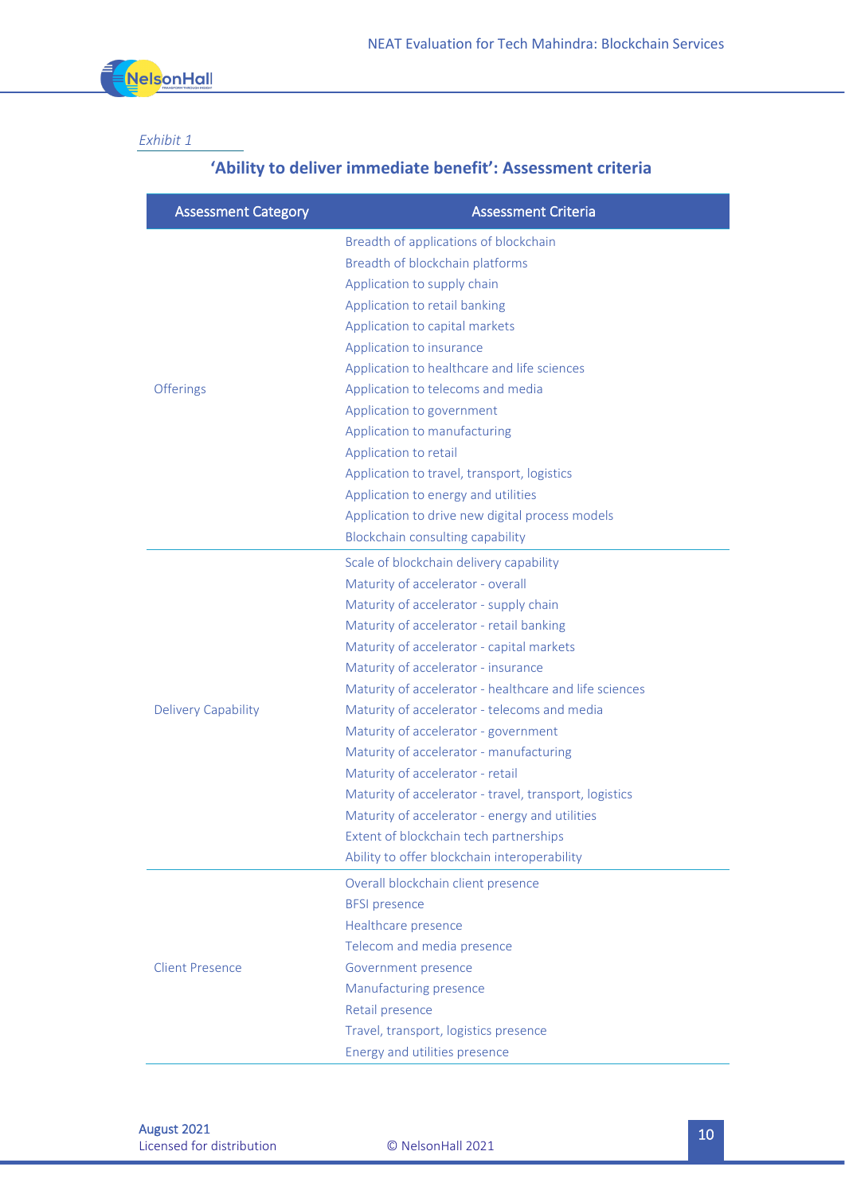*Exhibit 1*

## 'Ability to deliver immediate benefit': Assessment criteria

| Assessment Category | Assessment Criteria |
|---|---|
| Offerings | Breadth of applications of blockchain |
| | Breadth of blockchain platforms |
| | Application to supply chain |
| | Application to retail banking |
| | Application to capital markets |
| | Application to insurance |
| | Application to healthcare and life sciences |
| | Application to telecoms and media |
| | Application to government |
| | Application to manufacturing |
| | Application to retail |
| | Application to travel, transport, logistics |
| | Application to energy and utilities |
| | Application to drive new digital process models |
| | Blockchain consulting capability |
| Delivery Capability | Scale of blockchain delivery capability |
| | Maturity of accelerator - overall |
| | Maturity of accelerator - supply chain |
| | Maturity of accelerator - retail banking |
| | Maturity of accelerator - capital markets |
| | Maturity of accelerator - insurance |
| | Maturity of accelerator - healthcare and life sciences |
| | Maturity of accelerator - telecoms and media |
| | Maturity of accelerator - government |
| | Maturity of accelerator - manufacturing |
| | Maturity of accelerator - retail |
| | Maturity of accelerator - travel, transport, logistics |
| | Maturity of accelerator - energy and utilities |
| | Extent of blockchain tech partnerships |
| | Ability to offer blockchain interoperability |
| Client Presence | Overall blockchain client presence |
| | BFSI presence |
| | Healthcare presence |
| | Telecom and media presence |
| | Government presence |
| | Manufacturing presence |
| | Retail presence |
| | Travel, transport, logistics presence |
| | Energy and utilities presence |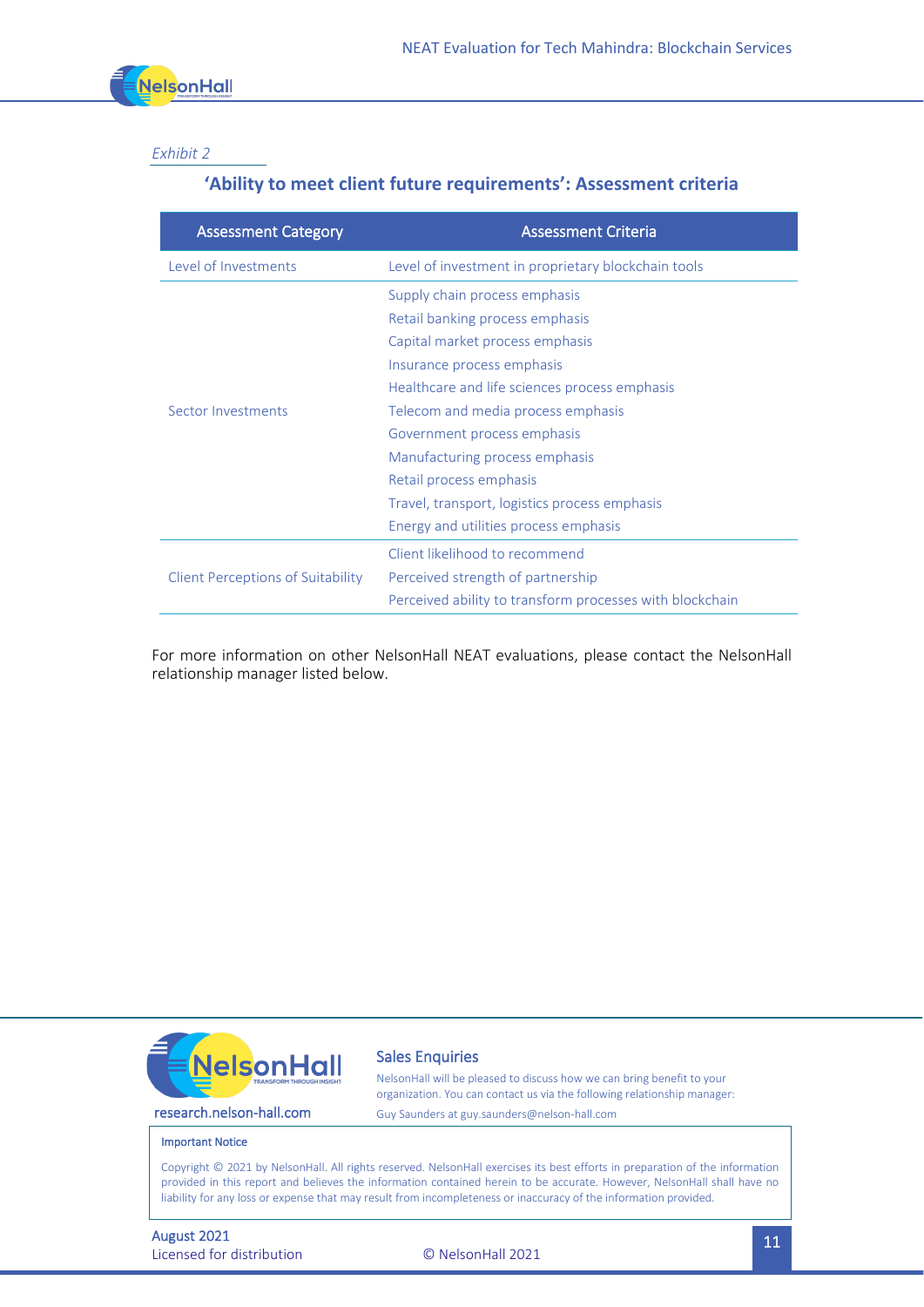*Exhibit 2*

## 'Ability to meet client future requirements': Assessment criteria

| Assessment Category | Assessment Criteria |
|---|---|
| Level of Investments | Level of investment in proprietary blockchain tools |
| Sector Investments | Supply chain process emphasis<br>Retail banking process emphasis<br>Capital market process emphasis<br>Insurance process emphasis<br>Healthcare and life sciences process emphasis<br>Telecom and media process emphasis<br>Government process emphasis<br>Manufacturing process emphasis<br>Retail process emphasis<br>Travel, transport, logistics process emphasis<br>Energy and utilities process emphasis |
| Client Perceptions of Suitability | Client likelihood to recommend<br>Perceived strength of partnership<br>Perceived ability to transform processes with blockchain |

For more information on other NelsonHall NEAT evaluations, please contact the NelsonHall relationship manager listed below.

research.nelson-hall.com

**Sales Enquiries**

NelsonHall will be pleased to discuss how we can bring benefit to your organization. You can contact us via the following relationship manager:

Guy Saunders at guy.saunders@nelson-hall.com

**Important Notice**

Copyright © 2021 by NelsonHall. All rights reserved. NelsonHall exercises its best efforts in preparation of the information provided in this report and believes the information contained herein to be accurate. However, NelsonHall shall have no liability for any loss or expense that may result from incompleteness or inaccuracy of the information provided.

August 2021
Licensed for distribution